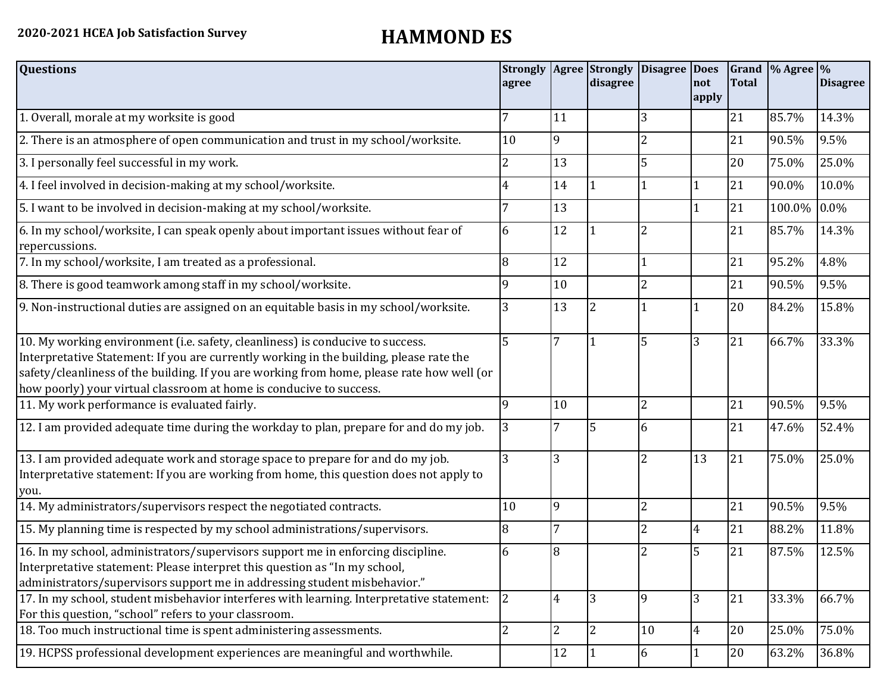**2020-2021 HCEA Job Satisfaction Survey**

# HAMMOND ES

| Questions | Strongly agree | Agree | Strongly disagree | Disagree | Does not apply | Grand Total | % Agree | % Disagree |
|---|---|---|---|---|---|---|---|---|
| 1. Overall, morale at my worksite is good | 7 | 11 | | 3 | | 21 | 85.7% | 14.3% |
| 2. There is an atmosphere of open communication and trust in my school/worksite. | 10 | 9 | | 2 | | 21 | 90.5% | 9.5% |
| 3. I personally feel successful in my work. | 2 | 13 | | 5 | | 20 | 75.0% | 25.0% |
| 4. I feel involved in decision-making at my school/worksite. | 4 | 14 | 1 | 1 | 1 | 21 | 90.0% | 10.0% |
| 5. I want to be involved in decision-making at my school/worksite. | 7 | 13 | | | 1 | 21 | 100.0% | 0.0% |
| 6. In my school/worksite, I can speak openly about important issues without fear of repercussions. | 6 | 12 | 1 | 2 | | 21 | 85.7% | 14.3% |
| 7. In my school/worksite, I am treated as a professional. | 8 | 12 | | 1 | | 21 | 95.2% | 4.8% |
| 8. There is good teamwork among staff in my school/worksite. | 9 | 10 | | 2 | | 21 | 90.5% | 9.5% |
| 9. Non-instructional duties are assigned on an equitable basis in my school/worksite. | 3 | 13 | 2 | 1 | 1 | 20 | 84.2% | 15.8% |
| 10. My working environment (i.e. safety, cleanliness) is conducive to success. Interpretative Statement: If you are currently working in the building, please rate the safety/cleanliness of the building. If you are working from home, please rate how well (or how poorly) your virtual classroom at home is conducive to success. | 5 | 7 | 1 | 5 | 3 | 21 | 66.7% | 33.3% |
| 11. My work performance is evaluated fairly. | 9 | 10 | | 2 | | 21 | 90.5% | 9.5% |
| 12. I am provided adequate time during the workday to plan, prepare for and do my job. | 3 | 7 | 5 | 6 | | 21 | 47.6% | 52.4% |
| 13. I am provided adequate work and storage space to prepare for and do my job. Interpretative statement: If you are working from home, this question does not apply to you. | 3 | 3 | | 2 | 13 | 21 | 75.0% | 25.0% |
| 14. My administrators/supervisors respect the negotiated contracts. | 10 | 9 | | 2 | | 21 | 90.5% | 9.5% |
| 15. My planning time is respected by my school administrations/supervisors. | 8 | 7 | | 2 | 4 | 21 | 88.2% | 11.8% |
| 16. In my school, administrators/supervisors support me in enforcing discipline. Interpretative statement: Please interpret this question as "In my school, administrators/supervisors support me in addressing student misbehavior." | 6 | 8 | | 2 | 5 | 21 | 87.5% | 12.5% |
| 17. In my school, student misbehavior interferes with learning. Interpretative statement: For this question, "school" refers to your classroom. | 2 | 4 | 3 | 9 | 3 | 21 | 33.3% | 66.7% |
| 18. Too much instructional time is spent administering assessments. | 2 | 2 | 2 | 10 | 4 | 20 | 25.0% | 75.0% |
| 19. HCPSS professional development experiences are meaningful and worthwhile. | | 12 | 1 | 6 | 1 | 20 | 63.2% | 36.8% |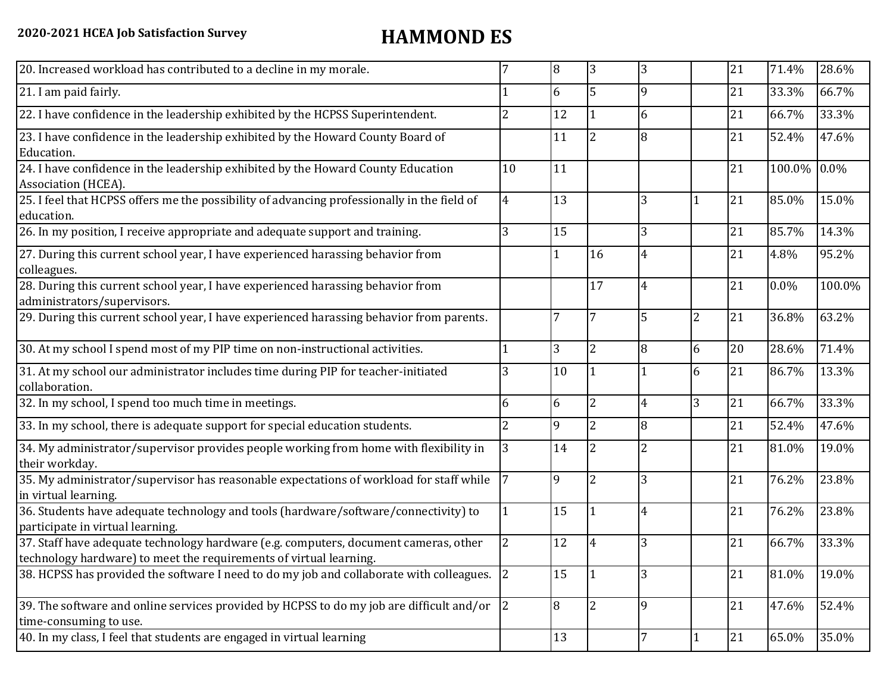**2020-2021 HCEA Job Satisfaction Survey**

# HAMMOND ES

| | | | | | | | | |
|---|---|---|---|---|---|---|---|---|
| 20. Increased workload has contributed to a decline in my morale. | 7 | 8 | 3 | 3 | | 21 | 71.4% | 28.6% |
| 21. I am paid fairly. | 1 | 6 | 5 | 9 | | 21 | 33.3% | 66.7% |
| 22. I have confidence in the leadership exhibited by the HCPSS Superintendent. | 2 | 12 | 1 | 6 | | 21 | 66.7% | 33.3% |
| 23. I have confidence in the leadership exhibited by the Howard County Board of Education. | | 11 | 2 | 8 | | 21 | 52.4% | 47.6% |
| 24. I have confidence in the leadership exhibited by the Howard County Education Association (HCEA). | 10 | 11 | | | | 21 | 100.0% | 0.0% |
| 25. I feel that HCPSS offers me the possibility of advancing professionally in the field of education. | 4 | 13 | | 3 | 1 | 21 | 85.0% | 15.0% |
| 26. In my position, I receive appropriate and adequate support and training. | 3 | 15 | | 3 | | 21 | 85.7% | 14.3% |
| 27. During this current school year, I have experienced harassing behavior from colleagues. | | 1 | 16 | 4 | | 21 | 4.8% | 95.2% |
| 28. During this current school year, I have experienced harassing behavior from administrators/supervisors. | | | 17 | 4 | | 21 | 0.0% | 100.0% |
| 29. During this current school year, I have experienced harassing behavior from parents. | | 7 | 7 | 5 | 2 | 21 | 36.8% | 63.2% |
| 30. At my school I spend most of my PIP time on non-instructional activities. | 1 | 3 | 2 | 8 | 6 | 20 | 28.6% | 71.4% |
| 31. At my school our administrator includes time during PIP for teacher-initiated collaboration. | 3 | 10 | 1 | 1 | 6 | 21 | 86.7% | 13.3% |
| 32. In my school, I spend too much time in meetings. | 6 | 6 | 2 | 4 | 3 | 21 | 66.7% | 33.3% |
| 33. In my school, there is adequate support for special education students. | 2 | 9 | 2 | 8 | | 21 | 52.4% | 47.6% |
| 34. My administrator/supervisor provides people working from home with flexibility in their workday. | 3 | 14 | 2 | 2 | | 21 | 81.0% | 19.0% |
| 35. My administrator/supervisor has reasonable expectations of workload for staff while in virtual learning. | 7 | 9 | 2 | 3 | | 21 | 76.2% | 23.8% |
| 36. Students have adequate technology and tools (hardware/software/connectivity) to participate in virtual learning. | 1 | 15 | 1 | 4 | | 21 | 76.2% | 23.8% |
| 37. Staff have adequate technology hardware (e.g. computers, document cameras, other technology hardware) to meet the requirements of virtual learning. | 2 | 12 | 4 | 3 | | 21 | 66.7% | 33.3% |
| 38. HCPSS has provided the software I need to do my job and collaborate with colleagues. | 2 | 15 | 1 | 3 | | 21 | 81.0% | 19.0% |
| 39. The software and online services provided by HCPSS to do my job are difficult and/or time-consuming to use. | 2 | 8 | 2 | 9 | | 21 | 47.6% | 52.4% |
| 40. In my class, I feel that students are engaged in virtual learning | | 13 | | 7 | 1 | 21 | 65.0% | 35.0% |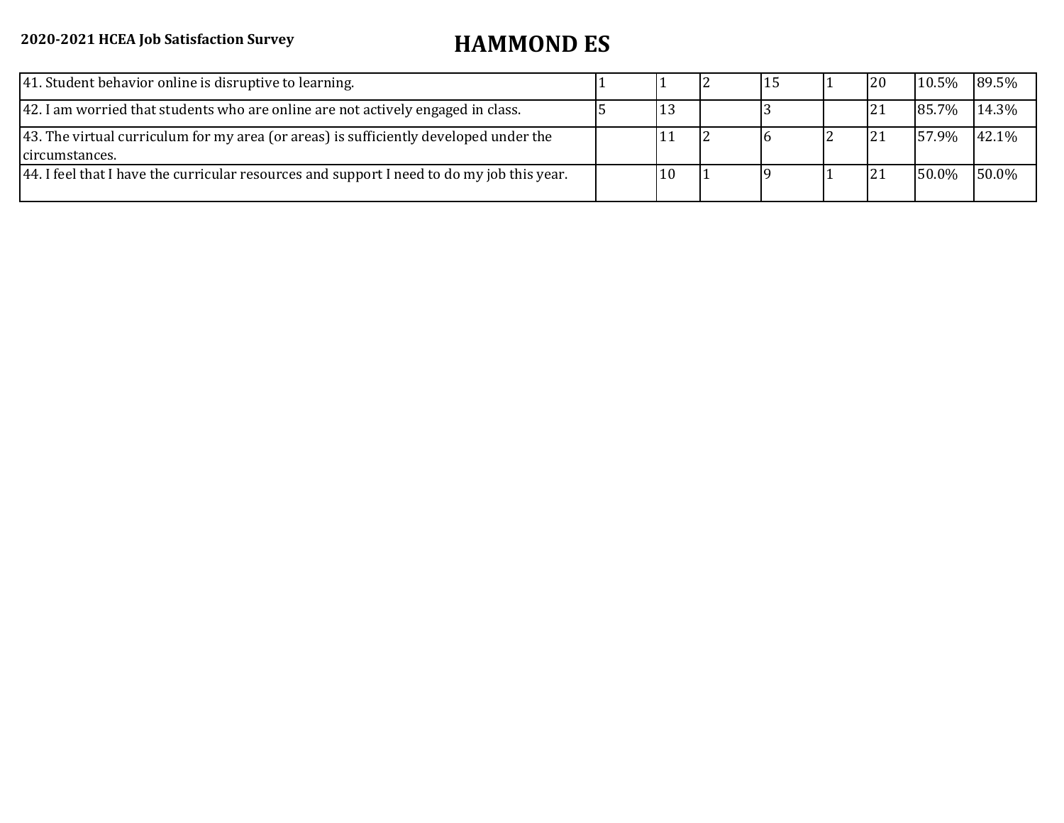| | | | | | | | | |
|---|---|---|---|---|---|---|---|---|
| 41. Student behavior online is disruptive to learning. | 1 | 1 | 2 | 15 | 1 | 20 | 10.5% | 89.5% |
| 42. I am worried that students who are online are not actively engaged in class. | 5 | 13 | | 3 | | 21 | 85.7% | 14.3% |
| 43. The virtual curriculum for my area (or areas) is sufficiently developed under the circumstances. | | 11 | 2 | 6 | 2 | 21 | 57.9% | 42.1% |
| 44. I feel that I have the curricular resources and support I need to do my job this year. | | 10 | 1 | 9 | 1 | 21 | 50.0% | 50.0% |